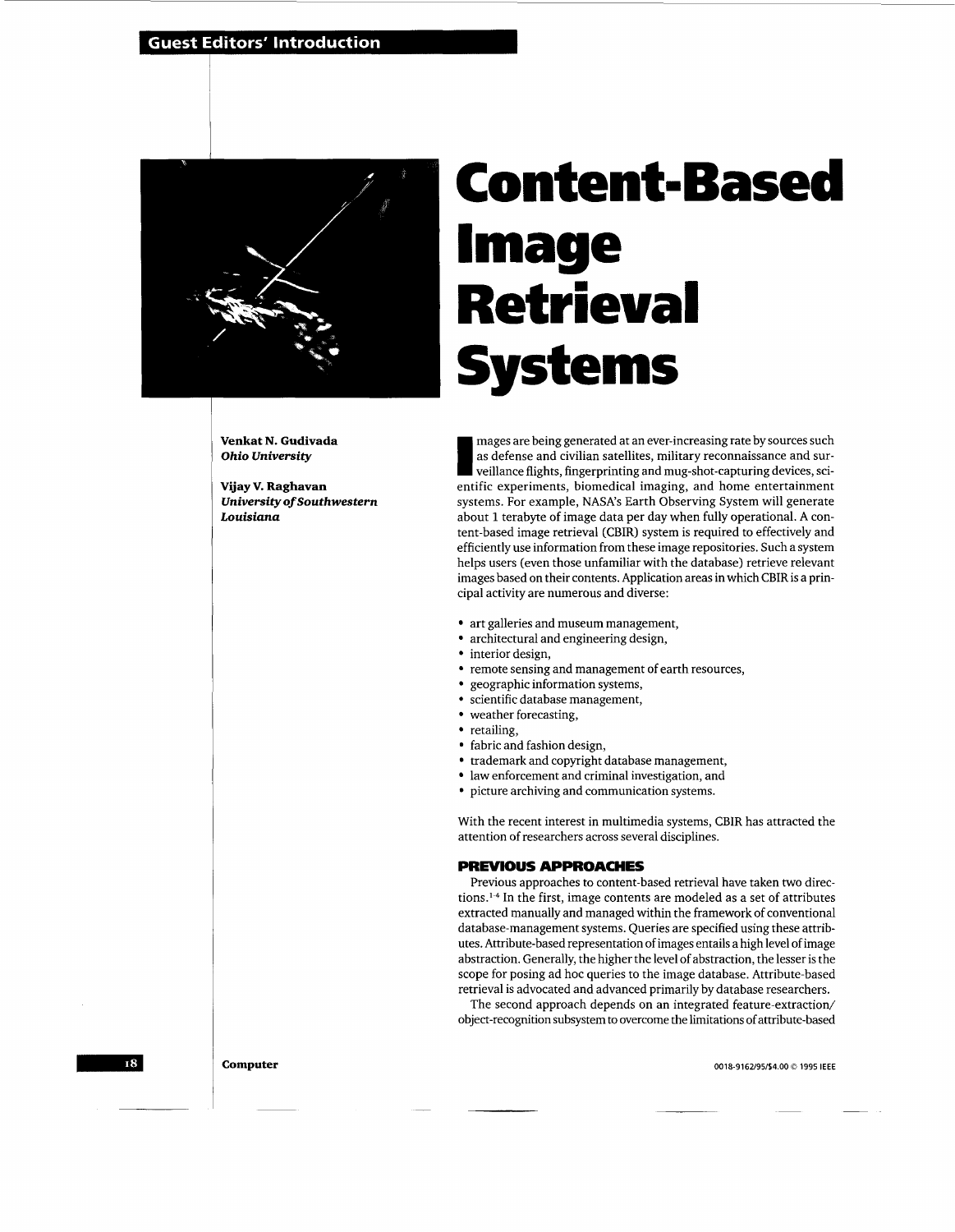Guest Editors' Introduction

# Content-Based Image Retrieval Systems

**Venkat N. Gudivada**
***Ohio University***

**Vijay V. Raghavan**
***University of Southwestern Louisiana***

Images are being generated at an ever-increasing rate by sources such as defense and civilian satellites, military reconnaissance and surveillance flights, fingerprinting and mug-shot-capturing devices, scientific experiments, biomedical imaging, and home entertainment systems. For example, NASA's Earth Observing System will generate about 1 terabyte of image data per day when fully operational. A content-based image retrieval (CBIR) system is required to effectively and efficiently use information from these image repositories. Such a system helps users (even those unfamiliar with the database) retrieve relevant images based on their contents. Application areas in which CBIR is a principal activity are numerous and diverse:

- art galleries and museum management,
- architectural and engineering design,
- interior design,
- remote sensing and management of earth resources,
- geographic information systems,
- scientific database management,
- weather forecasting,
- retailing,
- fabric and fashion design,
- trademark and copyright database management,
- law enforcement and criminal investigation, and
- picture archiving and communication systems.

With the recent interest in multimedia systems, CBIR has attracted the attention of researchers across several disciplines.

## PREVIOUS APPROACHES

Previous approaches to content-based retrieval have taken two directions.[1-4] In the first, image contents are modeled as a set of attributes extracted manually and managed within the framework of conventional database-management systems. Queries are specified using these attributes. Attribute-based representation of images entails a high level of image abstraction. Generally, the higher the level of abstraction, the lesser is the scope for posing ad hoc queries to the image database. Attribute-based retrieval is advocated and advanced primarily by database researchers.

The second approach depends on an integrated feature-extraction/object-recognition subsystem to overcome the limitations of attribute-based

0018-9162/95/$4.00 © 1995 IEEE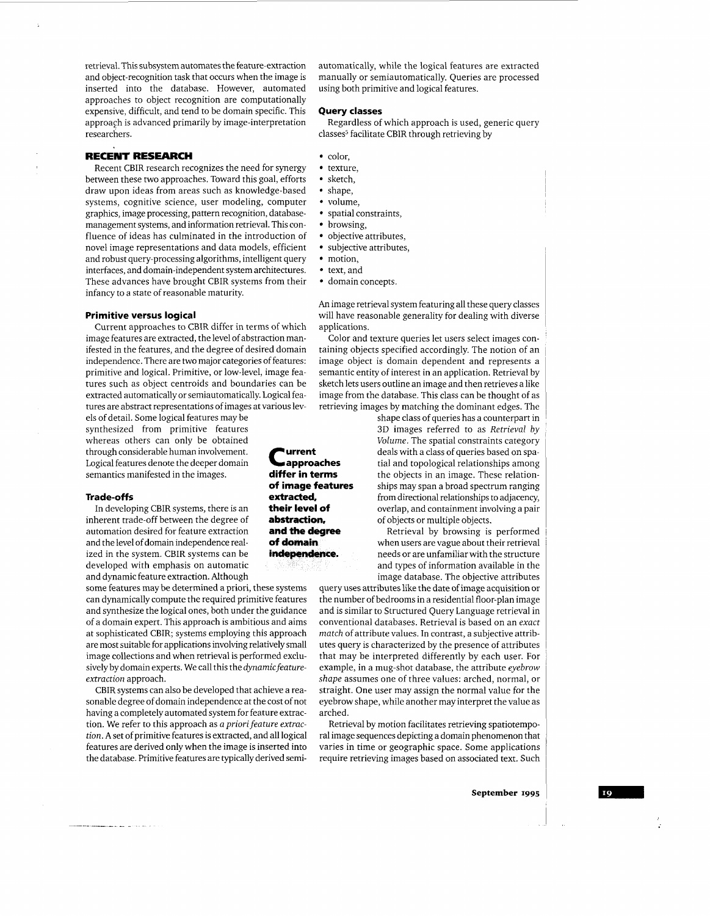retrieval. This subsystem automates the feature-extraction and object-recognition task that occurs when the image is inserted into the database. However, automated approaches to object recognition are computationally expensive, difficult, and tend to be domain specific. This approach is advanced primarily by image-interpretation researchers.

## RECENT RESEARCH

Recent CBIR research recognizes the need for synergy between these two approaches. Toward this goal, efforts draw upon ideas from areas such as knowledge-based systems, cognitive science, user modeling, computer graphics, image processing, pattern recognition, database-management systems, and information retrieval. This confluence of ideas has culminated in the introduction of novel image representations and data models, efficient and robust query-processing algorithms, intelligent query interfaces, and domain-independent system architectures. These advances have brought CBIR systems from their infancy to a state of reasonable maturity.

### Primitive versus logical

Current approaches to CBIR differ in terms of which image features are extracted, the level of abstraction manifested in the features, and the degree of desired domain independence. There are two major categories of features: primitive and logical. Primitive, or low-level, image features such as object centroids and boundaries can be extracted automatically or semiautomatically. Logical features are abstract representations of images at various levels of detail. Some logical features may be synthesized from primitive features whereas others can only be obtained through considerable human involvement. Logical features denote the deeper domain semantics manifested in the images.

**Current approaches differ in terms of image features extracted, their level of abstraction, and the degree of domain independence.**

### Trade-offs

In developing CBIR systems, there is an inherent trade-off between the degree of automation desired for feature extraction and the level of domain independence realized in the system. CBIR systems can be developed with emphasis on automatic and dynamic feature extraction. Although some features may be determined a priori, these systems can dynamically compute the required primitive features and synthesize the logical ones, both under the guidance of a domain expert. This approach is ambitious and aims at sophisticated CBIR; systems employing this approach are most suitable for applications involving relatively small image collections and when retrieval is performed exclusively by domain experts. We call this the *dynamic feature-extraction* approach.

CBIR systems can also be developed that achieve a reasonable degree of domain independence at the cost of not having a completely automated system for feature extraction. We refer to this approach as *a priori feature extraction*. A set of primitive features is extracted, and all logical features are derived only when the image is inserted into the database. Primitive features are typically derived semiautomatically, while the logical features are extracted manually or semiautomatically. Queries are processed using both primitive and logical features.

### Query classes

Regardless of which approach is used, generic query classes[5] facilitate CBIR through retrieving by

- color,
- texture,
- sketch,
- shape,
- volume,
- spatial constraints,
- browsing,
- objective attributes,
- subjective attributes,
- motion,
- text, and
- domain concepts.

An image retrieval system featuring all these query classes will have reasonable generality for dealing with diverse applications.

Color and texture queries let users select images containing objects specified accordingly. The notion of an image object is domain dependent and represents a semantic entity of interest in an application. Retrieval by sketch lets users outline an image and then retrieves a like image from the database. This class can be thought of as retrieving images by matching the dominant edges. The shape class of queries has a counterpart in 3D images referred to as *Retrieval by Volume*. The spatial constraints category deals with a class of queries based on spatial and topological relationships among the objects in an image. These relationships may span a broad spectrum ranging from directional relationships to adjacency, overlap, and containment involving a pair of objects or multiple objects.

Retrieval by browsing is performed when users are vague about their retrieval needs or are unfamiliar with the structure and types of information available in the image database. The objective attributes query uses attributes like the date of image acquisition or the number of bedrooms in a residential floor-plan image and is similar to Structured Query Language retrieval in conventional databases. Retrieval is based on an *exact match* of attribute values. In contrast, a subjective attributes query is characterized by the presence of attributes that may be interpreted differently by each user. For example, in a mug-shot database, the attribute *eyebrow shape* assumes one of three values: arched, normal, or straight. One user may assign the normal value for the eyebrow shape, while another may interpret the value as arched.

Retrieval by motion facilitates retrieving spatiotemporal image sequences depicting a domain phenomenon that varies in time or geographic space. Some applications require retrieving images based on associated text. Such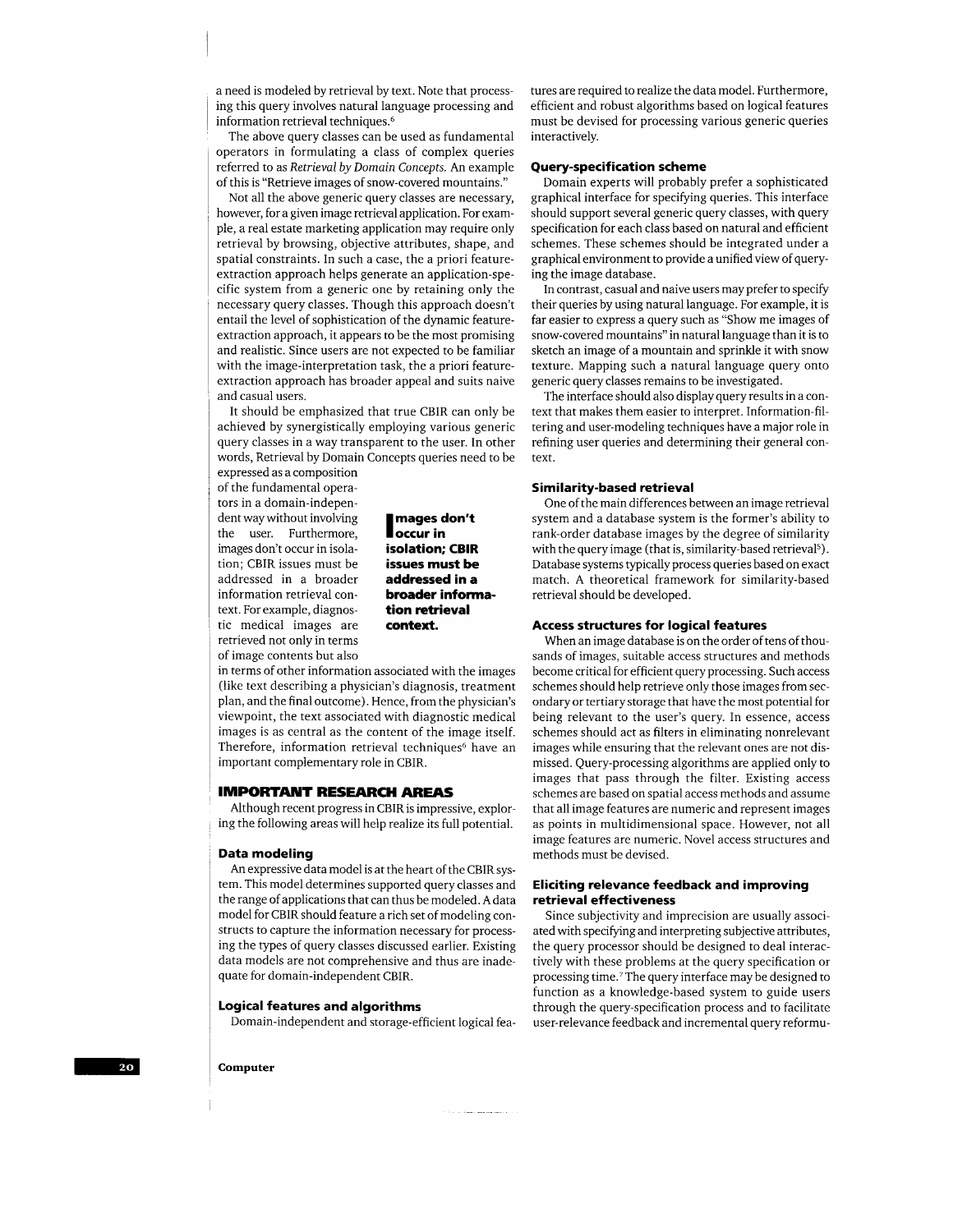a need is modeled by retrieval by text. Note that processing this query involves natural language processing and information retrieval techniques.[6]

The above query classes can be used as fundamental operators in formulating a class of complex queries referred to as *Retrieval by Domain Concepts*. An example of this is "Retrieve images of snow-covered mountains."

Not all the above generic query classes are necessary, however, for a given image retrieval application. For example, a real estate marketing application may require only retrieval by browsing, objective attributes, shape, and spatial constraints. In such a case, the a priori feature-extraction approach helps generate an application-specific system from a generic one by retaining only the necessary query classes. Though this approach doesn't entail the level of sophistication of the dynamic feature-extraction approach, it appears to be the most promising and realistic. Since users are not expected to be familiar with the image-interpretation task, the a priori feature-extraction approach has broader appeal and suits naive and casual users.

It should be emphasized that true CBIR can only be achieved by synergistically employing various generic query classes in a way transparent to the user. In other words, Retrieval by Domain Concepts queries need to be expressed as a composition of the fundamental operators in a domain-independent way without involving the user. Furthermore, images don't occur in isolation; CBIR issues must be addressed in a broader information retrieval context. For example, diagnostic medical images are retrieved not only in terms of image contents but also in terms of other information associated with the images (like text describing a physician's diagnosis, treatment plan, and the final outcome). Hence, from the physician's viewpoint, the text associated with diagnostic medical images is as central as the content of the image itself. Therefore, information retrieval techniques[6] have an important complementary role in CBIR.

**Images don't occur in isolation; CBIR issues must be addressed in a broader information retrieval context.**

## IMPORTANT RESEARCH AREAS

Although recent progress in CBIR is impressive, exploring the following areas will help realize its full potential.

### Data modeling

An expressive data model is at the heart of the CBIR system. This model determines supported query classes and the range of applications that can thus be modeled. A data model for CBIR should feature a rich set of modeling constructs to capture the information necessary for processing the types of query classes discussed earlier. Existing data models are not comprehensive and thus are inadequate for domain-independent CBIR.

### Logical features and algorithms

Domain-independent and storage-efficient logical features are required to realize the data model. Furthermore, efficient and robust algorithms based on logical features must be devised for processing various generic queries interactively.

### Query-specification scheme

Domain experts will probably prefer a sophisticated graphical interface for specifying queries. This interface should support several generic query classes, with query specification for each class based on natural and efficient schemes. These schemes should be integrated under a graphical environment to provide a unified view of querying the image database.

In contrast, casual and naive users may prefer to specify their queries by using natural language. For example, it is far easier to express a query such as "Show me images of snow-covered mountains" in natural language than it is to sketch an image of a mountain and sprinkle it with snow texture. Mapping such a natural language query onto generic query classes remains to be investigated.

The interface should also display query results in a context that makes them easier to interpret. Information-filtering and user-modeling techniques have a major role in refining user queries and determining their general context.

### Similarity-based retrieval

One of the main differences between an image retrieval system and a database system is the former's ability to rank-order database images by the degree of similarity with the query image (that is, similarity-based retrieval[5]). Database systems typically process queries based on exact match. A theoretical framework for similarity-based retrieval should be developed.

### Access structures for logical features

When an image database is on the order of tens of thousands of images, suitable access structures and methods become critical for efficient query processing. Such access schemes should help retrieve only those images from secondary or tertiary storage that have the most potential for being relevant to the user's query. In essence, access schemes should act as filters in eliminating nonrelevant images while ensuring that the relevant ones are not dismissed. Query-processing algorithms are applied only to images that pass through the filter. Existing access schemes are based on spatial access methods and assume that all image features are numeric and represent images as points in multidimensional space. However, not all image features are numeric. Novel access structures and methods must be devised.

### Eliciting relevance feedback and improving retrieval effectiveness

Since subjectivity and imprecision are usually associated with specifying and interpreting subjective attributes, the query processor should be designed to deal interactively with these problems at the query specification or processing time.[7] The query interface may be designed to function as a knowledge-based system to guide users through the query-specification process and to facilitate user-relevance feedback and incremental query reformu-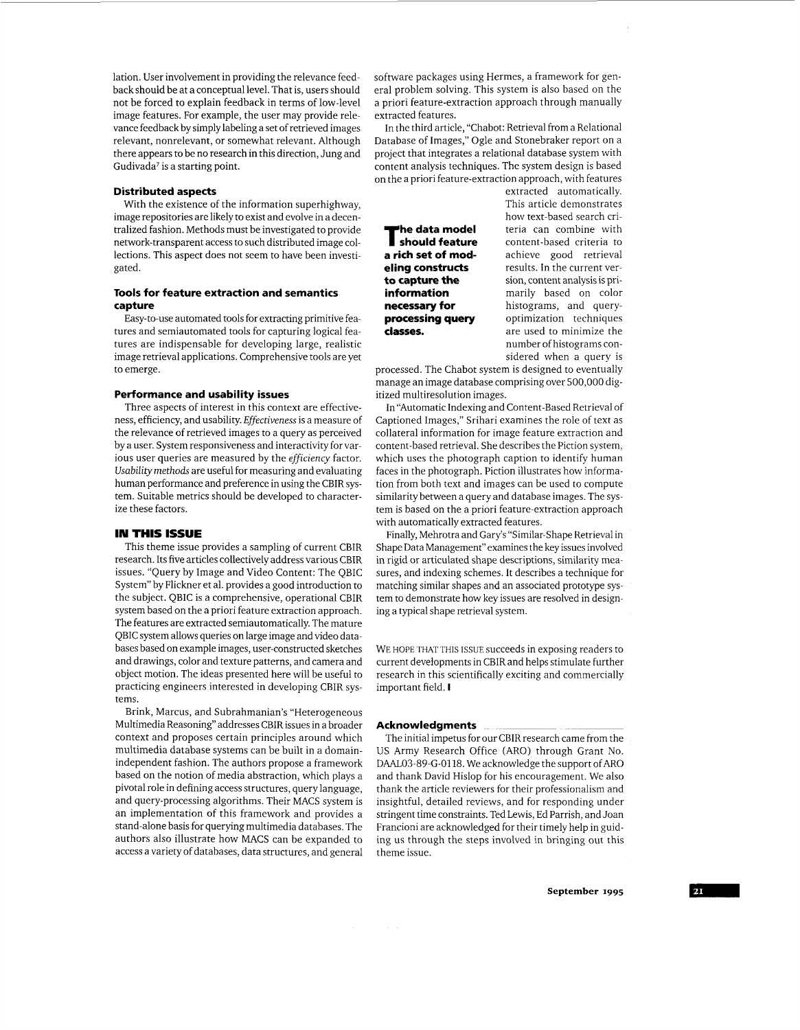lation. User involvement in providing the relevance feedback should be at a conceptual level. That is, users should not be forced to explain feedback in terms of low-level image features. For example, the user may provide relevance feedback by simply labeling a set of retrieved images relevant, nonrelevant, or somewhat relevant. Although there appears to be no research in this direction, Jung and Gudivada[7] is a starting point.

### Distributed aspects

With the existence of the information superhighway, image repositories are likely to exist and evolve in a decentralized fashion. Methods must be investigated to provide network-transparent access to such distributed image collections. This aspect does not seem to have been investigated.

### Tools for feature extraction and semantics capture

Easy-to-use automated tools for extracting primitive features and semiautomated tools for capturing logical features are indispensable for developing large, realistic image retrieval applications. Comprehensive tools are yet to emerge.

### Performance and usability issues

Three aspects of interest in this context are effectiveness, efficiency, and usability. *Effectiveness* is a measure of the relevance of retrieved images to a query as perceived by a user. System responsiveness and interactivity for various user queries are measured by the *efficiency* factor. *Usability methods* are useful for measuring and evaluating human performance and preference in using the CBIR system. Suitable metrics should be developed to characterize these factors.

## IN THIS ISSUE

This theme issue provides a sampling of current CBIR research. Its five articles collectively address various CBIR issues. "Query by Image and Video Content: The QBIC System" by Flickner et al. provides a good introduction to the subject. QBIC is a comprehensive, operational CBIR system based on the a priori feature extraction approach. The features are extracted semiautomatically. The mature QBIC system allows queries on large image and video databases based on example images, user-constructed sketches and drawings, color and texture patterns, and camera and object motion. The ideas presented here will be useful to practicing engineers interested in developing CBIR systems.

Brink, Marcus, and Subrahmanian's "Heterogeneous Multimedia Reasoning" addresses CBIR issues in a broader context and proposes certain principles around which multimedia database systems can be built in a domain-independent fashion. The authors propose a framework based on the notion of media abstraction, which plays a pivotal role in defining access structures, query language, and query-processing algorithms. Their MACS system is an implementation of this framework and provides a stand-alone basis for querying multimedia databases. The authors also illustrate how MACS can be expanded to access a variety of databases, data structures, and general software packages using Hermes, a framework for general problem solving. This system is also based on the a priori feature-extraction approach through manually extracted features.

In the third article, "Chabot: Retrieval from a Relational Database of Images," Ogle and Stonebraker report on a project that integrates a relational database system with content analysis techniques. The system design is based on the a priori feature-extraction approach, with features extracted automatically. This article demonstrates how text-based search criteria can combine with content-based criteria to achieve good retrieval results. In the current version, content analysis is primarily based on color histograms, and query-optimization techniques are used to minimize the number of histograms considered when a query is processed. The Chabot system is designed to eventually manage an image database comprising over 500,000 digitized multiresolution images.

**The data model should feature a rich set of modeling constructs to capture the information necessary for processing query classes.**

In "Automatic Indexing and Content-Based Retrieval of Captioned Images," Srihari examines the role of text as collateral information for image feature extraction and content-based retrieval. She describes the Piction system, which uses the photograph caption to identify human faces in the photograph. Piction illustrates how information from both text and images can be used to compute similarity between a query and database images. The system is based on the a priori feature-extraction approach with automatically extracted features.

Finally, Mehrotra and Gary's "Similar-Shape Retrieval in Shape Data Management" examines the key issues involved in rigid or articulated shape descriptions, similarity measures, and indexing schemes. It describes a technique for matching similar shapes and an associated prototype system to demonstrate how key issues are resolved in designing a typical shape retrieval system.

WE HOPE THAT THIS ISSUE succeeds in exposing readers to current developments in CBIR and helps stimulate further research in this scientifically exciting and commercially important field.

### Acknowledgments

The initial impetus for our CBIR research came from the US Army Research Office (ARO) through Grant No. DAAL03-89-G-0118. We acknowledge the support of ARO and thank David Hislop for his encouragement. We also thank the article reviewers for their professionalism and insightful, detailed reviews, and for responding under stringent time constraints. Ted Lewis, Ed Parrish, and Joan Francioni are acknowledged for their timely help in guiding us through the steps involved in bringing out this theme issue.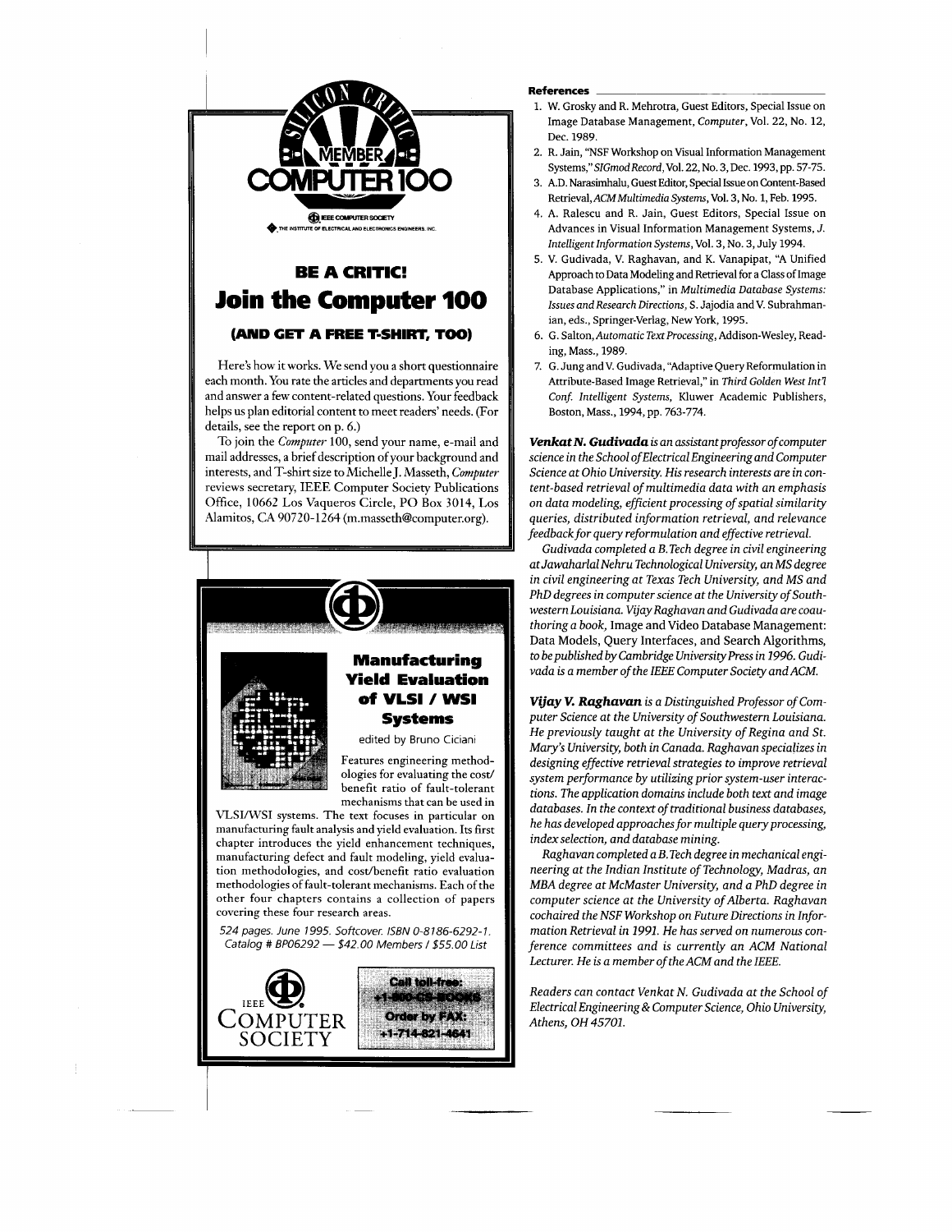SILICON CRITIC

MEMBER

COMPUTER 100

IEEE COMPUTER SOCIETY

THE INSTITUTE OF ELECTRICAL AND ELECTRONICS ENGINEERS, INC.

## BE A CRITIC!

# Join the Computer 100

### (AND GET A FREE T-SHIRT, TOO)

Here's how it works. We send you a short questionnaire each month. You rate the articles and departments you read and answer a few content-related questions. Your feedback helps us plan editorial content to meet readers' needs. (For details, see the report on p. 6.)

To join the *Computer* 100, send your name, e-mail and mail addresses, a brief description of your background and interests, and T-shirt size to Michelle J. Masseth, *Computer* reviews secretary, IEEE Computer Society Publications Office, 10662 Los Vaqueros Circle, PO Box 3014, Los Alamitos, CA 90720-1264 (m.masseth@computer.org).

## Manufacturing Yield Evaluation of VLSI / WSI Systems

edited by Bruno Ciciani

Features engineering methodologies for evaluating the cost/benefit ratio of fault-tolerant mechanisms that can be used in VLSI/WSI systems. The text focuses in particular on manufacturing fault analysis and yield evaluation. Its first chapter introduces the yield enhancement techniques, manufacturing defect and fault modeling, yield evaluation methodologies, and cost/benefit ratio evaluation methodologies of fault-tolerant mechanisms. Each of the other four chapters contains a collection of papers covering these four research areas.

*524 pages. June 1995. Softcover. ISBN 0-8186-6292-1. Catalog # BP06292 — $42.00 Members / $55.00 List*

IEEE COMPUTER SOCIETY

Call toll-free: +1-800-CS-BOOKS

Order by FAX: +1-714-821-4641

### References

1. W. Grosky and R. Mehrotra, Guest Editors, Special Issue on Image Database Management, *Computer*, Vol. 22, No. 12, Dec. 1989.
2. R. Jain, "NSF Workshop on Visual Information Management Systems," *SIGmod Record*, Vol. 22, No. 3, Dec. 1993, pp. 57-75.
3. A.D. Narasimhalu, Guest Editor, Special Issue on Content-Based Retrieval, *ACM Multimedia Systems*, Vol. 3, No. 1, Feb. 1995.
4. A. Ralescu and R. Jain, Guest Editors, Special Issue on Advances in Visual Information Management Systems, *J. Intelligent Information Systems*, Vol. 3, No. 3, July 1994.
5. V. Gudivada, V. Raghavan, and K. Vanapipat, "A Unified Approach to Data Modeling and Retrieval for a Class of Image Database Applications," in *Multimedia Database Systems: Issues and Research Directions*, S. Jajodia and V. Subrahmanian, eds., Springer-Verlag, New York, 1995.
6. G. Salton, *Automatic Text Processing*, Addison-Wesley, Reading, Mass., 1989.
7. G. Jung and V. Gudivada, "Adaptive Query Reformulation in Attribute-Based Image Retrieval," in *Third Golden West Int'l Conf. Intelligent Systems*, Kluwer Academic Publishers, Boston, Mass., 1994, pp. 763-774.

***Venkat N. Gudivada*** *is an assistant professor of computer science in the School of Electrical Engineering and Computer Science at Ohio University. His research interests are in content-based retrieval of multimedia data with an emphasis on data modeling, efficient processing of spatial similarity queries, distributed information retrieval, and relevance feedback for query reformulation and effective retrieval.*

*Gudivada completed a B.Tech degree in civil engineering at Jawaharlal Nehru Technological University, an MS degree in civil engineering at Texas Tech University, and MS and PhD degrees in computer science at the University of Southwestern Louisiana. Vijay Raghavan and Gudivada are coauthoring a book,* Image and Video Database Management: Data Models, Query Interfaces, and Search Algorithms, *to be published by Cambridge University Press in 1996. Gudivada is a member of the IEEE Computer Society and ACM.*

***Vijay V. Raghavan*** *is a Distinguished Professor of Computer Science at the University of Southwestern Louisiana. He previously taught at the University of Regina and St. Mary's University, both in Canada. Raghavan specializes in designing effective retrieval strategies to improve retrieval system performance by utilizing prior system-user interactions. The application domains include both text and image databases. In the context of traditional business databases, he has developed approaches for multiple query processing, index selection, and database mining.*

*Raghavan completed a B.Tech degree in mechanical engineering at the Indian Institute of Technology, Madras, an MBA degree at McMaster University, and a PhD degree in computer science at the University of Alberta. Raghavan cochaired the NSF Workshop on Future Directions in Information Retrieval in 1991. He has served on numerous conference committees and is currently an ACM National Lecturer. He is a member of the ACM and the IEEE.*

*Readers can contact Venkat N. Gudivada at the School of Electrical Engineering & Computer Science, Ohio University, Athens, OH 45701.*